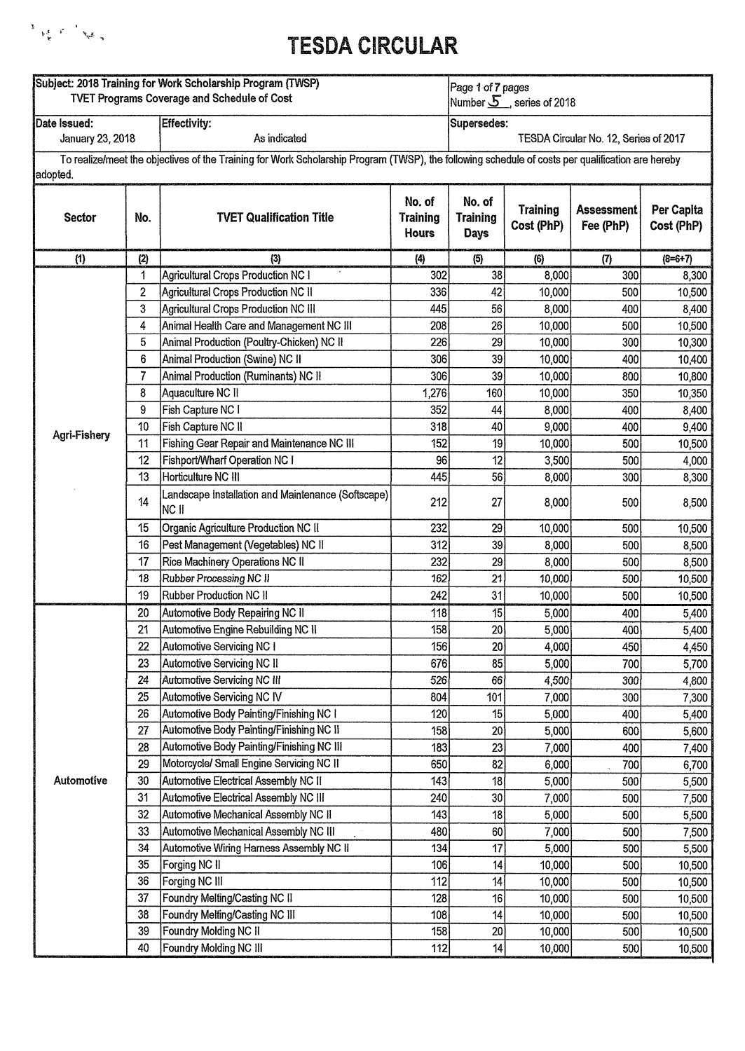# TESDA CIRCULAR

| Subject: 2018 Training for Work Scholarship Program (TWSP) TVET Programs Coverage and Schedule of Cost | | Page 1 of 7 pages Number 5, series of 2018 |
|---|---|---|
| Date Issued: January 23, 2018 | Effectivity: As indicated | Supersedes: TESDA Circular No. 12, Series of 2017 |

To realize/meet the objectives of the Training for Work Scholarship Program (TWSP), the following schedule of costs per qualification are hereby adopted.

| Sector | No. | TVET Qualification Title | No. of Training Hours | No. of Training Days | Training Cost (PhP) | Assessment Fee (PhP) | Per Capita Cost (PhP) |
|---|---|---|---|---|---|---|---|
| (1) | (2) | (3) | (4) | (5) | (6) | (7) | (8=6+7) |
| Agri-Fishery | 1 | Agricultural Crops Production NC I | 302 | 38 | 8,000 | 300 | 8,300 |
| | 2 | Agricultural Crops Production NC II | 336 | 42 | 10,000 | 500 | 10,500 |
| | 3 | Agricultural Crops Production NC III | 445 | 56 | 8,000 | 400 | 8,400 |
| | 4 | Animal Health Care and Management NC III | 208 | 26 | 10,000 | 500 | 10,500 |
| | 5 | Animal Production (Poultry-Chicken) NC II | 226 | 29 | 10,000 | 300 | 10,300 |
| | 6 | Animal Production (Swine) NC II | 306 | 39 | 10,000 | 400 | 10,400 |
| | 7 | Animal Production (Ruminants) NC II | 306 | 39 | 10,000 | 800 | 10,800 |
| | 8 | Aquaculture NC II | 1,276 | 160 | 10,000 | 350 | 10,350 |
| | 9 | Fish Capture NC I | 352 | 44 | 8,000 | 400 | 8,400 |
| | 10 | Fish Capture NC II | 318 | 40 | 9,000 | 400 | 9,400 |
| | 11 | Fishing Gear Repair and Maintenance NC III | 152 | 19 | 10,000 | 500 | 10,500 |
| | 12 | Fishport/Wharf Operation NC I | 96 | 12 | 3,500 | 500 | 4,000 |
| | 13 | Horticulture NC III | 445 | 56 | 8,000 | 300 | 8,300 |
| | 14 | Landscape Installation and Maintenance (Softscape) NC II | 212 | 27 | 8,000 | 500 | 8,500 |
| | 15 | Organic Agriculture Production NC II | 232 | 29 | 10,000 | 500 | 10,500 |
| | 16 | Pest Management (Vegetables) NC II | 312 | 39 | 8,000 | 500 | 8,500 |
| | 17 | Rice Machinery Operations NC II | 232 | 29 | 8,000 | 500 | 8,500 |
| | 18 | Rubber Processing NC II | 162 | 21 | 10,000 | 500 | 10,500 |
| | 19 | Rubber Production NC II | 242 | 31 | 10,000 | 500 | 10,500 |
| Automotive | 20 | Automotive Body Repairing NC II | 118 | 15 | 5,000 | 400 | 5,400 |
| | 21 | Automotive Engine Rebuilding NC II | 158 | 20 | 5,000 | 400 | 5,400 |
| | 22 | Automotive Servicing NC I | 156 | 20 | 4,000 | 450 | 4,450 |
| | 23 | Automotive Servicing NC II | 676 | 85 | 5,000 | 700 | 5,700 |
| | 24 | Automotive Servicing NC III | 526 | 66 | 4,500 | 300 | 4,800 |
| | 25 | Automotive Servicing NC IV | 804 | 101 | 7,000 | 300 | 7,300 |
| | 26 | Automotive Body Painting/Finishing NC I | 120 | 15 | 5,000 | 400 | 5,400 |
| | 27 | Automotive Body Painting/Finishing NC II | 158 | 20 | 5,000 | 600 | 5,600 |
| | 28 | Automotive Body Painting/Finishing NC III | 183 | 23 | 7,000 | 400 | 7,400 |
| | 29 | Motorcycle/ Small Engine Servicing NC II | 650 | 82 | 6,000 | 700 | 6,700 |
| | 30 | Automotive Electrical Assembly NC II | 143 | 18 | 5,000 | 500 | 5,500 |
| | 31 | Automotive Electrical Assembly NC III | 240 | 30 | 7,000 | 500 | 7,500 |
| | 32 | Automotive Mechanical Assembly NC II | 143 | 18 | 5,000 | 500 | 5,500 |
| | 33 | Automotive Mechanical Assembly NC III | 480 | 60 | 7,000 | 500 | 7,500 |
| | 34 | Automotive Wiring Harness Assembly NC II | 134 | 17 | 5,000 | 500 | 5,500 |
| | 35 | Forging NC II | 106 | 14 | 10,000 | 500 | 10,500 |
| | 36 | Forging NC III | 112 | 14 | 10,000 | 500 | 10,500 |
| | 37 | Foundry Melting/Casting NC II | 128 | 16 | 10,000 | 500 | 10,500 |
| | 38 | Foundry Melting/Casting NC III | 108 | 14 | 10,000 | 500 | 10,500 |
| | 39 | Foundry Molding NC II | 158 | 20 | 10,000 | 500 | 10,500 |
| | 40 | Foundry Molding NC III | 112 | 14 | 10,000 | 500 | 10,500 |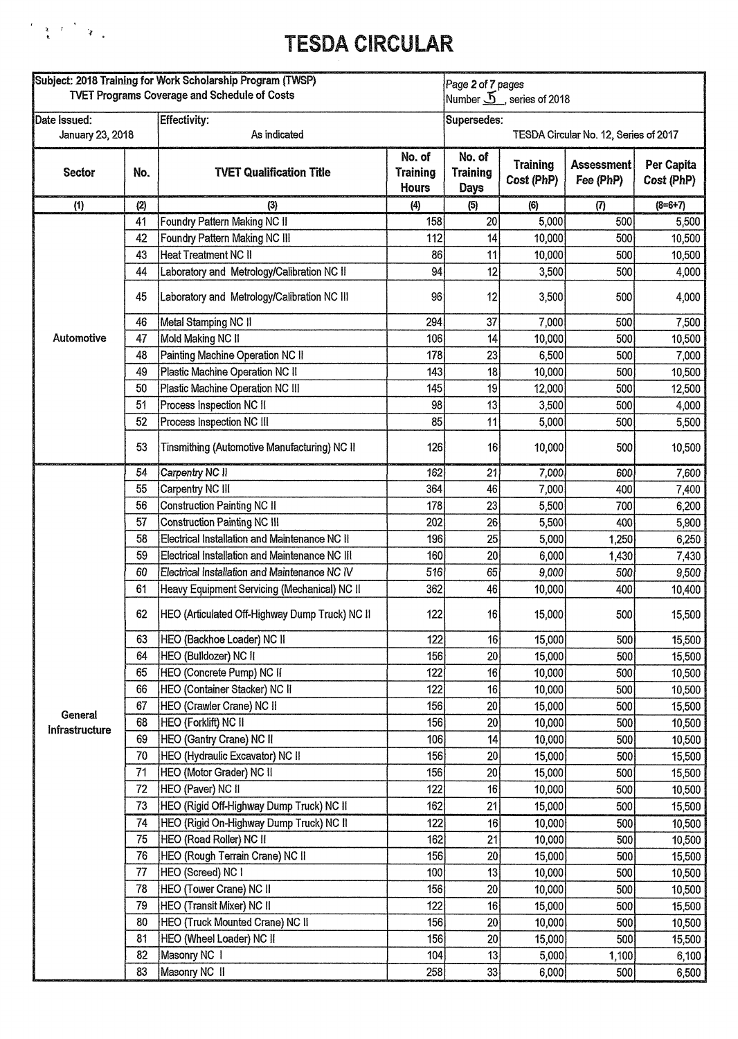# TESDA CIRCULAR

| Subject: 2018 Training for Work Scholarship Program (TWSP) TVET Programs Coverage and Schedule of Costs | | Number 5, series of 2018 |
|---|---|---|
| Date Issued: January 23, 2018 | Effectivity: As indicated | Supersedes: TESDA Circular No. 12, Series of 2017 |

| Sector | No. | TVET Qualification Title | No. of Training Hours | No. of Training Days | Training Cost (PhP) | Assessment Fee (PhP) | Per Capita Cost (PhP) |
|---|---|---|---|---|---|---|---|
| (1) | (2) | (3) | (4) | (5) | (6) | (7) | (8=6+7) |
| Automotive | 41 | Foundry Pattern Making NC II | 158 | 20 | 5,000 | 500 | 5,500 |
| | 42 | Foundry Pattern Making NC III | 112 | 14 | 10,000 | 500 | 10,500 |
| | 43 | Heat Treatment NC II | 86 | 11 | 10,000 | 500 | 10,500 |
| | 44 | Laboratory and Metrology/Calibration NC II | 94 | 12 | 3,500 | 500 | 4,000 |
| | 45 | Laboratory and Metrology/Calibration NC III | 96 | 12 | 3,500 | 500 | 4,000 |
| | 46 | Metal Stamping NC II | 294 | 37 | 7,000 | 500 | 7,500 |
| | 47 | Mold Making NC II | 106 | 14 | 10,000 | 500 | 10,500 |
| | 48 | Painting Machine Operation NC II | 178 | 23 | 6,500 | 500 | 7,000 |
| | 49 | Plastic Machine Operation NC II | 143 | 18 | 10,000 | 500 | 10,500 |
| | 50 | Plastic Machine Operation NC III | 145 | 19 | 12,000 | 500 | 12,500 |
| | 51 | Process Inspection NC II | 98 | 13 | 3,500 | 500 | 4,000 |
| | 52 | Process Inspection NC III | 85 | 11 | 5,000 | 500 | 5,500 |
| | 53 | Tinsmithing (Automotive Manufacturing) NC II | 126 | 16 | 10,000 | 500 | 10,500 |
| General Infrastructure | 54 | Carpentry NC II | 162 | 21 | 7,000 | 600 | 7,600 |
| | 55 | Carpentry NC III | 364 | 46 | 7,000 | 400 | 7,400 |
| | 56 | Construction Painting NC II | 178 | 23 | 5,500 | 700 | 6,200 |
| | 57 | Construction Painting NC III | 202 | 26 | 5,500 | 400 | 5,900 |
| | 58 | Electrical Installation and Maintenance NC II | 196 | 25 | 5,000 | 1,250 | 6,250 |
| | 59 | Electrical Installation and Maintenance NC III | 160 | 20 | 6,000 | 1,430 | 7,430 |
| | 60 | Electrical Installation and Maintenance NC IV | 516 | 65 | 9,000 | 500 | 9,500 |
| | 61 | Heavy Equipment Servicing (Mechanical) NC II | 362 | 46 | 10,000 | 400 | 10,400 |
| | 62 | HEO (Articulated Off-Highway Dump Truck) NC II | 122 | 16 | 15,000 | 500 | 15,500 |
| | 63 | HEO (Backhoe Loader) NC II | 122 | 16 | 15,000 | 500 | 15,500 |
| | 64 | HEO (Bulldozer) NC II | 156 | 20 | 15,000 | 500 | 15,500 |
| | 65 | HEO (Concrete Pump) NC II | 122 | 16 | 10,000 | 500 | 10,500 |
| | 66 | HEO (Container Stacker) NC II | 122 | 16 | 10,000 | 500 | 10,500 |
| | 67 | HEO (Crawler Crane) NC II | 156 | 20 | 15,000 | 500 | 15,500 |
| | 68 | HEO (Forklift) NC II | 156 | 20 | 10,000 | 500 | 10,500 |
| | 69 | HEO (Gantry Crane) NC II | 106 | 14 | 10,000 | 500 | 10,500 |
| | 70 | HEO (Hydraulic Excavator) NC II | 156 | 20 | 15,000 | 500 | 15,500 |
| | 71 | HEO (Motor Grader) NC II | 156 | 20 | 15,000 | 500 | 15,500 |
| | 72 | HEO (Paver) NC II | 122 | 16 | 10,000 | 500 | 10,500 |
| | 73 | HEO (Rigid Off-Highway Dump Truck) NC II | 162 | 21 | 15,000 | 500 | 15,500 |
| | 74 | HEO (Rigid On-Highway Dump Truck) NC II | 122 | 16 | 10,000 | 500 | 10,500 |
| | 75 | HEO (Road Roller) NC II | 162 | 21 | 10,000 | 500 | 10,500 |
| | 76 | HEO (Rough Terrain Crane) NC II | 156 | 20 | 15,000 | 500 | 15,500 |
| | 77 | HEO (Screed) NC I | 100 | 13 | 10,000 | 500 | 10,500 |
| | 78 | HEO (Tower Crane) NC II | 156 | 20 | 10,000 | 500 | 10,500 |
| | 79 | HEO (Transit Mixer) NC II | 122 | 16 | 15,000 | 500 | 15,500 |
| | 80 | HEO (Truck Mounted Crane) NC II | 156 | 20 | 10,000 | 500 | 10,500 |
| | 81 | HEO (Wheel Loader) NC II | 156 | 20 | 15,000 | 500 | 15,500 |
| | 82 | Masonry NC I | 104 | 13 | 5,000 | 1,100 | 6,100 |
| | 83 | Masonry NC II | 258 | 33 | 6,000 | 500 | 6,500 |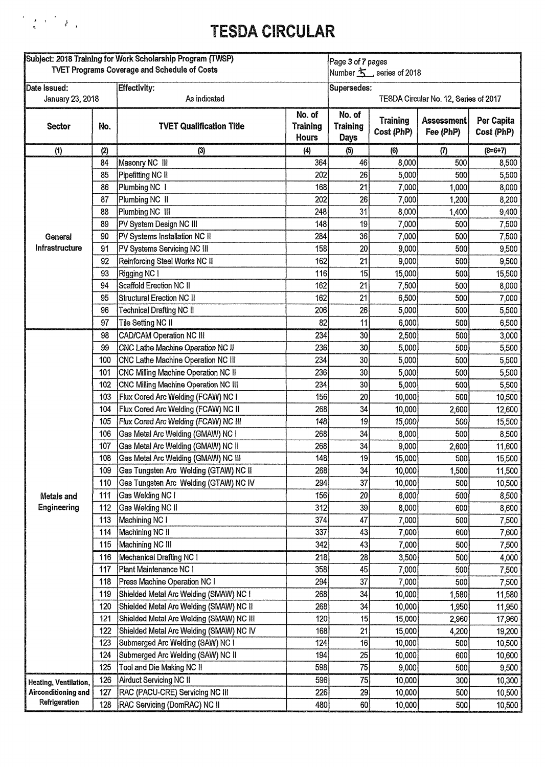# TESDA CIRCULAR

| Subject: 2018 Training for Work Scholarship Program (TWSP) TVET Programs Coverage and Schedule of Costs | | Page 3 of 7 pages Number 5, series of 2018 |
|---|---|---|
| Date Issued: January 23, 2018 | Effectivity: As indicated | Supersedes: TESDA Circular No. 12, Series of 2017 |

| Sector | No. | TVET Qualification Title | No. of Training Hours | No. of Training Days | Training Cost (PhP) | Assessment Fee (PhP) | Per Capita Cost (PhP) |
|---|---|---|---|---|---|---|---|
| (1) | (2) | (3) | (4) | (5) | (6) | (7) | (8=6+7) |
| General Infrastructure | 84 | Masonry NC III | 364 | 46 | 8,000 | 500 | 8,500 |
| | 85 | Pipefitting NC II | 202 | 26 | 5,000 | 500 | 5,500 |
| | 86 | Plumbing NC I | 168 | 21 | 7,000 | 1,000 | 8,000 |
| | 87 | Plumbing NC II | 202 | 26 | 7,000 | 1,200 | 8,200 |
| | 88 | Plumbing NC III | 248 | 31 | 8,000 | 1,400 | 9,400 |
| | 89 | PV System Design NC III | 148 | 19 | 7,000 | 500 | 7,500 |
| | 90 | PV Systems Installation NC II | 284 | 36 | 7,000 | 500 | 7,500 |
| | 91 | PV Systems Servicing NC III | 158 | 20 | 9,000 | 500 | 9,500 |
| | 92 | Reinforcing Steel Works NC II | 162 | 21 | 9,000 | 500 | 9,500 |
| | 93 | Rigging NC I | 116 | 15 | 15,000 | 500 | 15,500 |
| | 94 | Scaffold Erection NC II | 162 | 21 | 7,500 | 500 | 8,000 |
| | 95 | Structural Erection NC II | 162 | 21 | 6,500 | 500 | 7,000 |
| | 96 | Technical Drafting NC II | 206 | 26 | 5,000 | 500 | 5,500 |
| | 97 | Tile Setting NC II | 82 | 11 | 6,000 | 500 | 6,500 |
| Metals and Engineering | 98 | CAD/CAM Operation NC III | 234 | 30 | 2,500 | 500 | 3,000 |
| | 99 | CNC Lathe Machine Operation NC II | 236 | 30 | 5,000 | 500 | 5,500 |
| | 100 | CNC Lathe Machine Operation NC III | 234 | 30 | 5,000 | 500 | 5,500 |
| | 101 | CNC Milling Machine Operation NC II | 236 | 30 | 5,000 | 500 | 5,500 |
| | 102 | CNC Milling Machine Operation NC III | 234 | 30 | 5,000 | 500 | 5,500 |
| | 103 | Flux Cored Arc Welding (FCAW) NC I | 156 | 20 | 10,000 | 500 | 10,500 |
| | 104 | Flux Cored Arc Welding (FCAW) NC II | 268 | 34 | 10,000 | 2,600 | 12,600 |
| | 105 | Flux Cored Arc Welding (FCAW) NC III | 148 | 19 | 15,000 | 500 | 15,500 |
| | 106 | Gas Metal Arc Welding (GMAW) NC I | 268 | 34 | 8,000 | 500 | 8,500 |
| | 107 | Gas Metal Arc Welding (GMAW) NC II | 268 | 34 | 9,000 | 2,600 | 11,600 |
| | 108 | Gas Metal Arc Welding (GMAW) NC III | 148 | 19 | 15,000 | 500 | 15,500 |
| | 109 | Gas Tungsten Arc Welding (GTAW) NC II | 268 | 34 | 10,000 | 1,500 | 11,500 |
| | 110 | Gas Tungsten Arc Welding (GTAW) NC IV | 294 | 37 | 10,000 | 500 | 10,500 |
| | 111 | Gas Welding NC I | 156 | 20 | 8,000 | 500 | 8,500 |
| | 112 | Gas Welding NC II | 312 | 39 | 8,000 | 600 | 8,600 |
| | 113 | Machining NC I | 374 | 47 | 7,000 | 500 | 7,500 |
| | 114 | Machining NC II | 337 | 43 | 7,000 | 600 | 7,600 |
| | 115 | Machining NC III | 342 | 43 | 7,000 | 500 | 7,500 |
| | 116 | Mechanical Drafting NC I | 218 | 28 | 3,500 | 500 | 4,000 |
| | 117 | Plant Maintenance NC I | 358 | 45 | 7,000 | 500 | 7,500 |
| | 118 | Press Machine Operation NC I | 294 | 37 | 7,000 | 500 | 7,500 |
| | 119 | Shielded Metal Arc Welding (SMAW) NC I | 268 | 34 | 10,000 | 1,580 | 11,580 |
| | 120 | Shielded Metal Arc Welding (SMAW) NC II | 268 | 34 | 10,000 | 1,950 | 11,950 |
| | 121 | Shielded Metal Arc Welding (SMAW) NC III | 120 | 15 | 15,000 | 2,960 | 17,960 |
| | 122 | Shielded Metal Arc Welding (SMAW) NC IV | 168 | 21 | 15,000 | 4,200 | 19,200 |
| | 123 | Submerged Arc Welding (SAW) NC I | 124 | 16 | 10,000 | 500 | 10,500 |
| | 124 | Submerged Arc Welding (SAW) NC II | 194 | 25 | 10,000 | 600 | 10,600 |
| | 125 | Tool and Die Making NC II | 598 | 75 | 9,000 | 500 | 9,500 |
| Heating, Ventilation, Airconditioning and Refrigeration | 126 | Airduct Servicing NC II | 596 | 75 | 10,000 | 300 | 10,300 |
| | 127 | RAC (PACU-CRE) Servicing NC III | 226 | 29 | 10,000 | 500 | 10,500 |
| | 128 | RAC Servicing (DomRAC) NC II | 480 | 60 | 10,000 | 500 | 10,500 |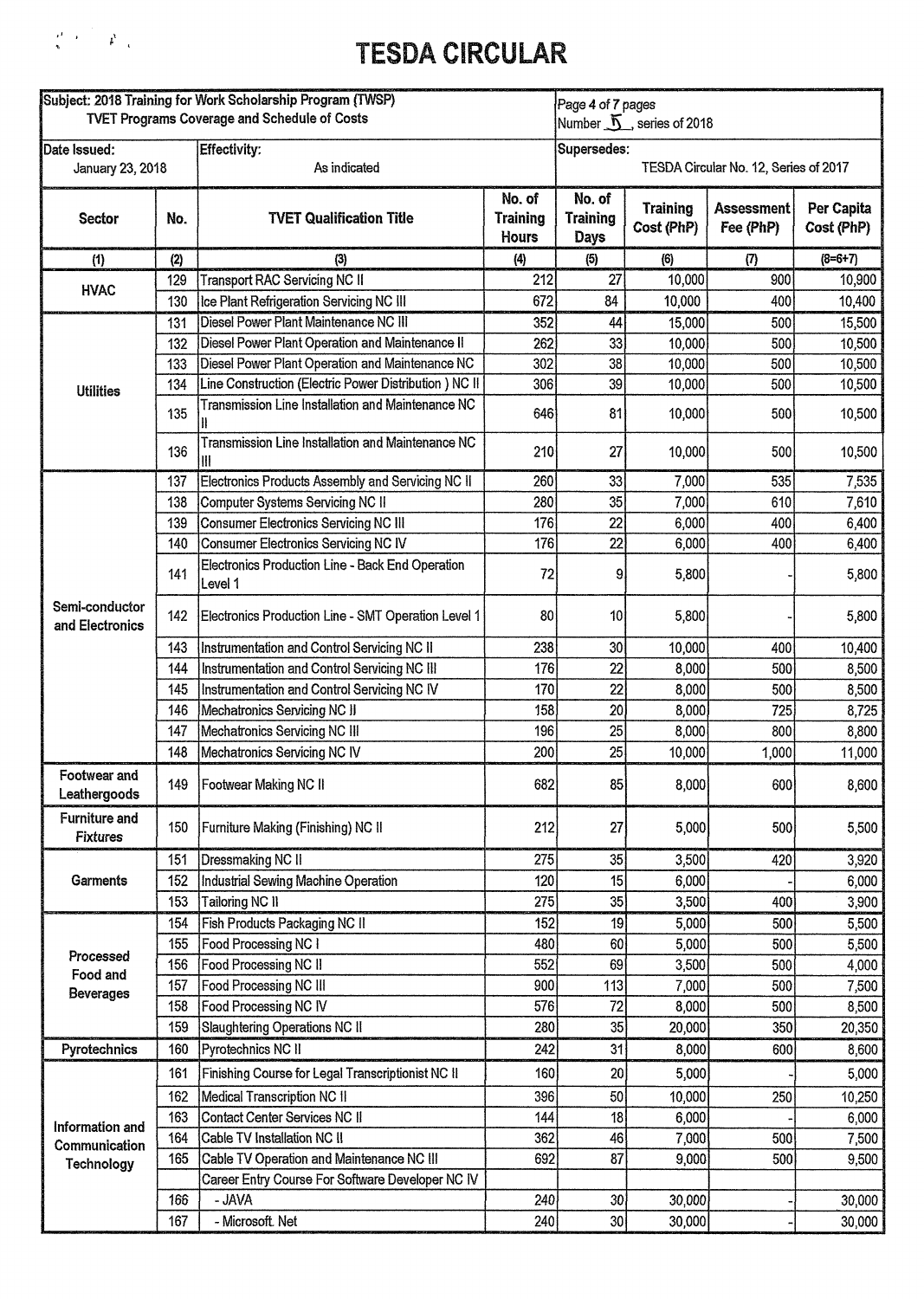# TESDA CIRCULAR

| Subject: 2018 Training for Work Scholarship Program (TWSP) TVET Programs Coverage and Schedule of Costs | | Page 4 of 7 pages Number 5, series of 2018 |
|---|---|---|
| Date Issued: January 23, 2018 | Effectivity: As indicated | Supersedes: TESDA Circular No. 12, Series of 2017 |

| Sector | No. | TVET Qualification Title | No. of Training Hours | No. of Training Days | Training Cost (PhP) | Assessment Fee (PhP) | Per Capita Cost (PhP) |
|---|---|---|---|---|---|---|---|
| (1) | (2) | (3) | (4) | (5) | (6) | (7) | (8=6+7) |
| HVAC | 129 | Transport RAC Servicing NC II | 212 | 27 | 10,000 | 900 | 10,900 |
| | 130 | Ice Plant Refrigeration Servicing NC III | 672 | 84 | 10,000 | 400 | 10,400 |
| Utilities | 131 | Diesel Power Plant Maintenance NC III | 352 | 44 | 15,000 | 500 | 15,500 |
| | 132 | Diesel Power Plant Operation and Maintenance II | 262 | 33 | 10,000 | 500 | 10,500 |
| | 133 | Diesel Power Plant Operation and Maintenance NC | 302 | 38 | 10,000 | 500 | 10,500 |
| | 134 | Line Construction (Electric Power Distribution ) NC II | 306 | 39 | 10,000 | 500 | 10,500 |
| | 135 | Transmission Line Installation and Maintenance NC II | 646 | 81 | 10,000 | 500 | 10,500 |
| | 136 | Transmission Line Installation and Maintenance NC III | 210 | 27 | 10,000 | 500 | 10,500 |
| Semi-conductor and Electronics | 137 | Electronics Products Assembly and Servicing NC II | 260 | 33 | 7,000 | 535 | 7,535 |
| | 138 | Computer Systems Servicing NC II | 280 | 35 | 7,000 | 610 | 7,610 |
| | 139 | Consumer Electronics Servicing NC III | 176 | 22 | 6,000 | 400 | 6,400 |
| | 140 | Consumer Electronics Servicing NC IV | 176 | 22 | 6,000 | 400 | 6,400 |
| | 141 | Electronics Production Line - Back End Operation Level 1 | 72 | 9 | 5,800 | - | 5,800 |
| | 142 | Electronics Production Line - SMT Operation Level 1 | 80 | 10 | 5,800 | - | 5,800 |
| | 143 | Instrumentation and Control Servicing NC II | 238 | 30 | 10,000 | 400 | 10,400 |
| | 144 | Instrumentation and Control Servicing NC III | 176 | 22 | 8,000 | 500 | 8,500 |
| | 145 | Instrumentation and Control Servicing NC IV | 170 | 22 | 8,000 | 500 | 8,500 |
| | 146 | Mechatronics Servicing NC II | 158 | 20 | 8,000 | 725 | 8,725 |
| | 147 | Mechatronics Servicing NC III | 196 | 25 | 8,000 | 800 | 8,800 |
| | 148 | Mechatronics Servicing NC IV | 200 | 25 | 10,000 | 1,000 | 11,000 |
| Footwear and Leathergoods | 149 | Footwear Making NC II | 682 | 85 | 8,000 | 600 | 8,600 |
| Furniture and Fixtures | 150 | Furniture Making (Finishing) NC II | 212 | 27 | 5,000 | 500 | 5,500 |
| Garments | 151 | Dressmaking NC II | 275 | 35 | 3,500 | 420 | 3,920 |
| | 152 | Industrial Sewing Machine Operation | 120 | 15 | 6,000 | - | 6,000 |
| | 153 | Tailoring NC II | 275 | 35 | 3,500 | 400 | 3,900 |
| Processed Food and Beverages | 154 | Fish Products Packaging NC II | 152 | 19 | 5,000 | 500 | 5,500 |
| | 155 | Food Processing NC I | 480 | 60 | 5,000 | 500 | 5,500 |
| | 156 | Food Processing NC II | 552 | 69 | 3,500 | 500 | 4,000 |
| | 157 | Food Processing NC III | 900 | 113 | 7,000 | 500 | 7,500 |
| | 158 | Food Processing NC IV | 576 | 72 | 8,000 | 500 | 8,500 |
| | 159 | Slaughtering Operations NC II | 280 | 35 | 20,000 | 350 | 20,350 |
| Pyrotechnics | 160 | Pyrotechnics NC II | 242 | 31 | 8,000 | 600 | 8,600 |
| Information and Communication Technology | 161 | Finishing Course for Legal Transcriptionist NC II | 160 | 20 | 5,000 | - | 5,000 |
| | 162 | Medical Transcription NC II | 396 | 50 | 10,000 | 250 | 10,250 |
| | 163 | Contact Center Services NC II | 144 | 18 | 6,000 | - | 6,000 |
| | 164 | Cable TV Installation NC II | 362 | 46 | 7,000 | 500 | 7,500 |
| | 165 | Cable TV Operation and Maintenance NC III | 692 | 87 | 9,000 | 500 | 9,500 |
| | | Career Entry Course For Software Developer NC IV | | | | | |
| | 166 | - JAVA | 240 | 30 | 30,000 | - | 30,000 |
| | 167 | - Microsoft. Net | 240 | 30 | 30,000 | - | 30,000 |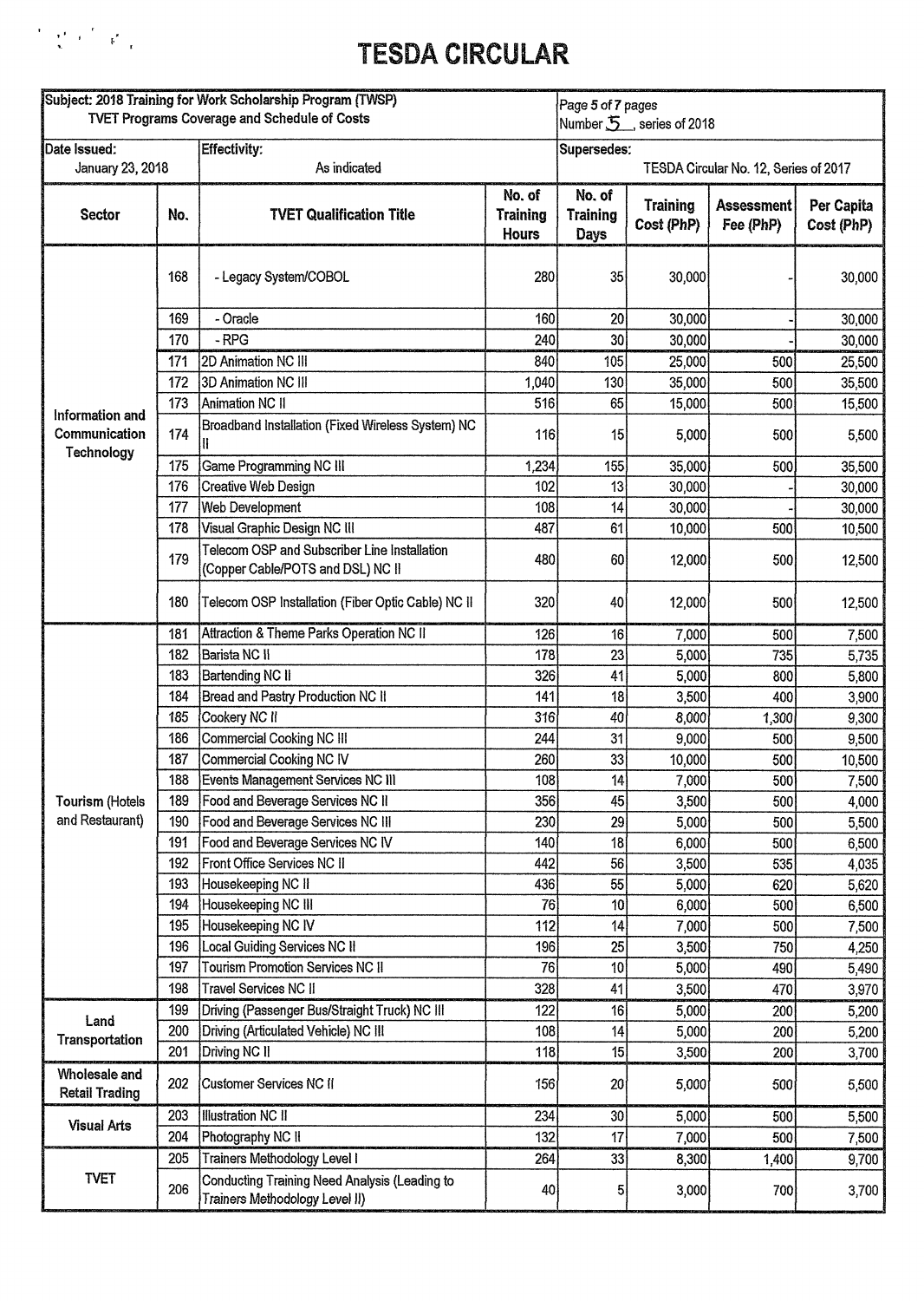# TESDA CIRCULAR

| Subject: 2018 Training for Work Scholarship Program (TWSP) TVET Programs Coverage and Schedule of Costs | | Page 5 of 7 pages Number 5, series of 2018 |
|---|---|---|
| Date Issued: January 23, 2018 | Effectivity: As indicated | Supersedes: TESDA Circular No. 12, Series of 2017 |

| Sector | No. | TVET Qualification Title | No. of Training Hours | No. of Training Days | Training Cost (PhP) | Assessment Fee (PhP) | Per Capita Cost (PhP) |
|---|---|---|---|---|---|---|---|
| Information and Communication Technology | 168 | - Legacy System/COBOL | 280 | 35 | 30,000 | - | 30,000 |
| | 169 | - Oracle | 160 | 20 | 30,000 | - | 30,000 |
| | 170 | - RPG | 240 | 30 | 30,000 | - | 30,000 |
| | 171 | 2D Animation NC III | 840 | 105 | 25,000 | 500 | 25,500 |
| | 172 | 3D Animation NC III | 1,040 | 130 | 35,000 | 500 | 35,500 |
| | 173 | Animation NC II | 516 | 65 | 15,000 | 500 | 15,500 |
| | 174 | Broadband Installation (Fixed Wireless System) NC II | 116 | 15 | 5,000 | 500 | 5,500 |
| | 175 | Game Programming NC III | 1,234 | 155 | 35,000 | 500 | 35,500 |
| | 176 | Creative Web Design | 102 | 13 | 30,000 | - | 30,000 |
| | 177 | Web Development | 108 | 14 | 30,000 | - | 30,000 |
| | 178 | Visual Graphic Design NC III | 487 | 61 | 10,000 | 500 | 10,500 |
| | 179 | Telecom OSP and Subscriber Line Installation (Copper Cable/POTS and DSL) NC II | 480 | 60 | 12,000 | 500 | 12,500 |
| | 180 | Telecom OSP Installation (Fiber Optic Cable) NC II | 320 | 40 | 12,000 | 500 | 12,500 |
| Tourism (Hotels and Restaurant) | 181 | Attraction & Theme Parks Operation NC II | 126 | 16 | 7,000 | 500 | 7,500 |
| | 182 | Barista NC II | 178 | 23 | 5,000 | 735 | 5,735 |
| | 183 | Bartending NC II | 326 | 41 | 5,000 | 800 | 5,800 |
| | 184 | Bread and Pastry Production NC II | 141 | 18 | 3,500 | 400 | 3,900 |
| | 185 | Cookery NC II | 316 | 40 | 8,000 | 1,300 | 9,300 |
| | 186 | Commercial Cooking NC III | 244 | 31 | 9,000 | 500 | 9,500 |
| | 187 | Commercial Cooking NC IV | 260 | 33 | 10,000 | 500 | 10,500 |
| | 188 | Events Management Services NC III | 108 | 14 | 7,000 | 500 | 7,500 |
| | 189 | Food and Beverage Services NC II | 356 | 45 | 3,500 | 500 | 4,000 |
| | 190 | Food and Beverage Services NC III | 230 | 29 | 5,000 | 500 | 5,500 |
| | 191 | Food and Beverage Services NC IV | 140 | 18 | 6,000 | 500 | 6,500 |
| | 192 | Front Office Services NC II | 442 | 56 | 3,500 | 535 | 4,035 |
| | 193 | Housekeeping NC II | 436 | 55 | 5,000 | 620 | 5,620 |
| | 194 | Housekeeping NC III | 76 | 10 | 6,000 | 500 | 6,500 |
| | 195 | Housekeeping NC IV | 112 | 14 | 7,000 | 500 | 7,500 |
| | 196 | Local Guiding Services NC II | 196 | 25 | 3,500 | 750 | 4,250 |
| | 197 | Tourism Promotion Services NC II | 76 | 10 | 5,000 | 490 | 5,490 |
| | 198 | Travel Services NC II | 328 | 41 | 3,500 | 470 | 3,970 |
| Land Transportation | 199 | Driving (Passenger Bus/Straight Truck) NC III | 122 | 16 | 5,000 | 200 | 5,200 |
| | 200 | Driving (Articulated Vehicle) NC III | 108 | 14 | 5,000 | 200 | 5,200 |
| | 201 | Driving NC II | 118 | 15 | 3,500 | 200 | 3,700 |
| Wholesale and Retail Trading | 202 | Customer Services NC II | 156 | 20 | 5,000 | 500 | 5,500 |
| Visual Arts | 203 | Illustration NC II | 234 | 30 | 5,000 | 500 | 5,500 |
| | 204 | Photography NC II | 132 | 17 | 7,000 | 500 | 7,500 |
| TVET | 205 | Trainers Methodology Level I | 264 | 33 | 8,300 | 1,400 | 9,700 |
| | 206 | Conducting Training Need Analysis (Leading to Trainers Methodology Level II) | 40 | 5 | 3,000 | 700 | 3,700 |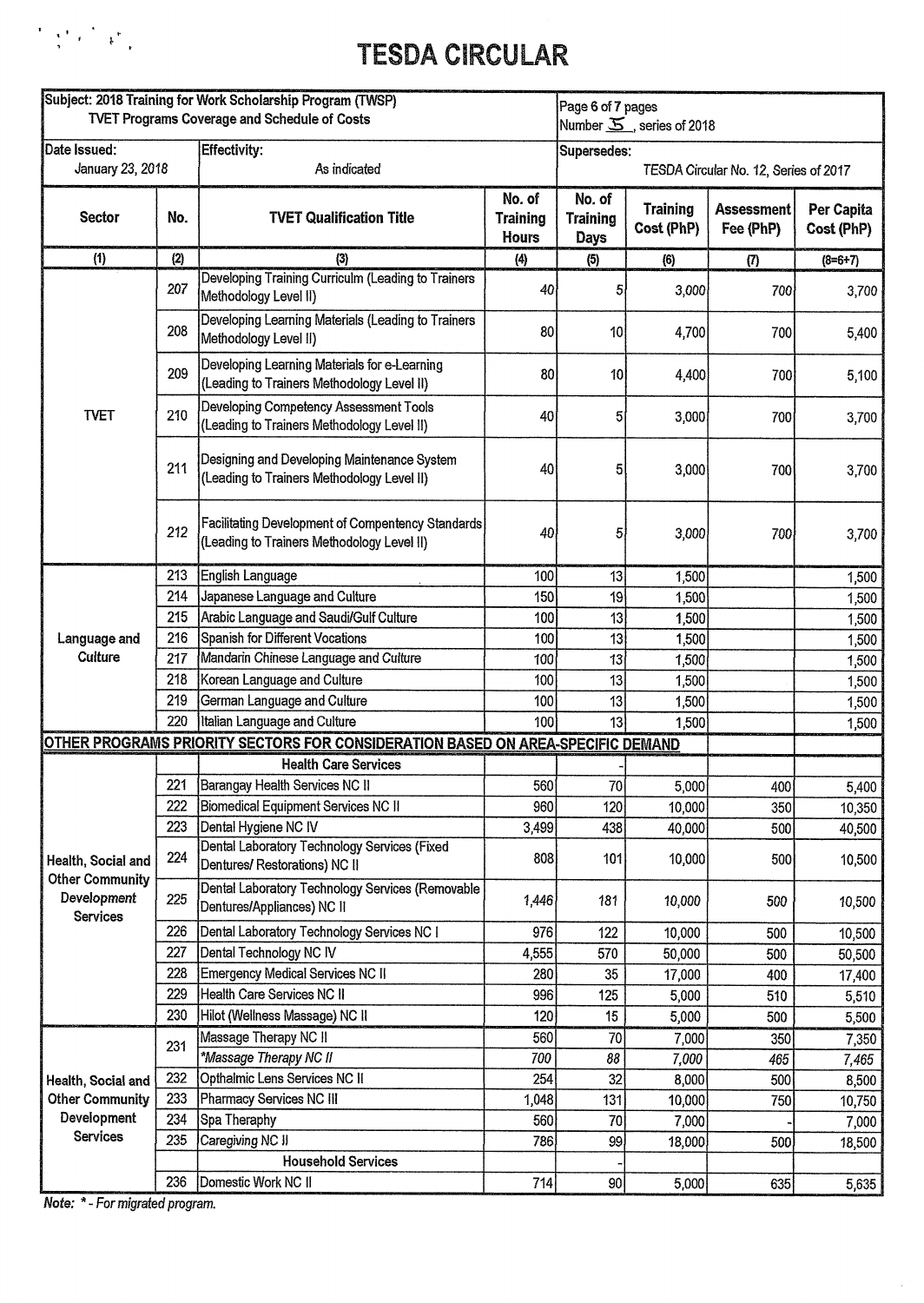# TESDA CIRCULAR

| Subject: 2018 Training for Work Scholarship Program (TWSP) TVET Programs Coverage and Schedule of Costs | | | Page 6 of 7 pages Number 5, series of 2018 | | | | |
|---|---|---|---|---|---|---|---|
| Date Issued: January 23, 2018 | | Effectivity: As indicated | Supersedes: TESDA Circular No. 12, Series of 2017 | | | | |
| **Sector** | **No.** | **TVET Qualification Title** | **No. of Training Hours** | **No. of Training Days** | **Training Cost (PhP)** | **Assessment Fee (PhP)** | **Per Capita Cost (PhP)** |
| (1) | (2) | (3) | (4) | (5) | (6) | (7) | (8=6+7) |
| TVET | 207 | Developing Training Curriculm (Leading to Trainers Methodology Level II) | 40 | 5 | 3,000 | 700 | 3,700 |
| | 208 | Developing Learning Materials (Leading to Trainers Methodology Level II) | 80 | 10 | 4,700 | 700 | 5,400 |
| | 209 | Developing Learning Materials for e-Learning (Leading to Trainers Methodology Level II) | 80 | 10 | 4,400 | 700 | 5,100 |
| | 210 | Developing Competency Assessment Tools (Leading to Trainers Methodology Level II) | 40 | 5 | 3,000 | 700 | 3,700 |
| | 211 | Designing and Developing Maintenance System (Leading to Trainers Methodology Level II) | 40 | 5 | 3,000 | 700 | 3,700 |
| | 212 | Facilitating Development of Compentency Standards (Leading to Trainers Methodology Level II) | 40 | 5 | 3,000 | 700 | 3,700 |
| Language and Culture | 213 | English Language | 100 | 13 | 1,500 | | 1,500 |
| | 214 | Japanese Language and Culture | 150 | 19 | 1,500 | | 1,500 |
| | 215 | Arabic Language and Saudi/Gulf Culture | 100 | 13 | 1,500 | | 1,500 |
| | 216 | Spanish for Different Vocations | 100 | 13 | 1,500 | | 1,500 |
| | 217 | Mandarin Chinese Language and Culture | 100 | 13 | 1,500 | | 1,500 |
| | 218 | Korean Language and Culture | 100 | 13 | 1,500 | | 1,500 |
| | 219 | German Language and Culture | 100 | 13 | 1,500 | | 1,500 |
| | 220 | Italian Language and Culture | 100 | 13 | 1,500 | | 1,500 |
| **OTHER PROGRAMS PRIORITY SECTORS FOR CONSIDERATION BASED ON AREA-SPECIFIC DEMAND** | | | | | | | |
| Health, Social and Other Community Development Services | | **Health Care Services** | | - | | | |
| | 221 | Barangay Health Services NC II | 560 | 70 | 5,000 | 400 | 5,400 |
| | 222 | Biomedical Equipment Services NC II | 960 | 120 | 10,000 | 350 | 10,350 |
| | 223 | Dental Hygiene NC IV | 3,499 | 438 | 40,000 | 500 | 40,500 |
| | 224 | Dental Laboratory Technology Services (Fixed Dentures/ Restorations) NC II | 808 | 101 | 10,000 | 500 | 10,500 |
| | 225 | Dental Laboratory Technology Services (Removable Dentures/Appliances) NC II | 1,446 | 181 | 10,000 | 500 | 10,500 |
| | 226 | Dental Laboratory Technology Services NC I | 976 | 122 | 10,000 | 500 | 10,500 |
| | 227 | Dental Technology NC IV | 4,555 | 570 | 50,000 | 500 | 50,500 |
| | 228 | Emergency Medical Services NC II | 280 | 35 | 17,000 | 400 | 17,400 |
| | 229 | Health Care Services NC II | 996 | 125 | 5,000 | 510 | 5,510 |
| | 230 | Hilot (Wellness Massage) NC II | 120 | 15 | 5,000 | 500 | 5,500 |
| Health, Social and Other Community Development Services | 231 | Massage Therapy NC II | 560 | 70 | 7,000 | 350 | 7,350 |
| | | *\*Massage Therapy NC II* | *700* | *88* | *7,000* | *465* | *7,465* |
| | 232 | Opthalmic Lens Services NC II | 254 | 32 | 8,000 | 500 | 8,500 |
| | 233 | Pharmacy Services NC III | 1,048 | 131 | 10,000 | 750 | 10,750 |
| | 234 | Spa Theraphy | 560 | 70 | 7,000 | - | 7,000 |
| | 235 | Caregiving NC II | 786 | 99 | 18,000 | 500 | 18,500 |
| | | **Household Services** | | - | | | |
| | 236 | Domestic Work NC II | 714 | 90 | 5,000 | 635 | 5,635 |

*Note: \* - For migrated program.*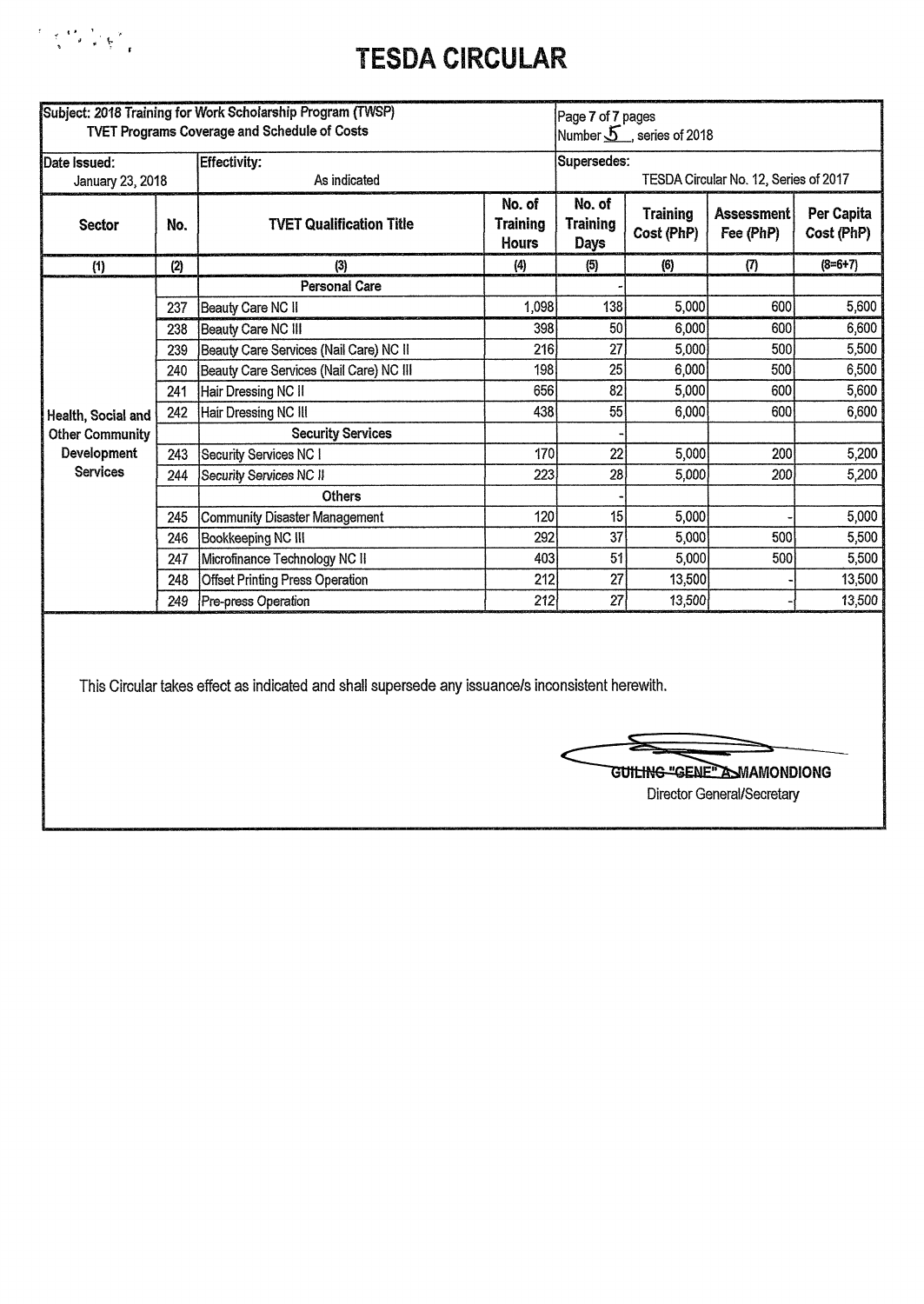# TESDA CIRCULAR

| Subject: 2018 Training for Work Scholarship Program (TWSP) TVET Programs Coverage and Schedule of Costs | | Page 7 of 7 pages Number 5, series of 2018 |
|---|---|---|
| Date Issued: January 23, 2018 | Effectivity: As indicated | Supersedes: TESDA Circular No. 12, Series of 2017 |

| Sector | No. | TVET Qualification Title | No. of Training Hours | No. of Training Days | Training Cost (PhP) | Assessment Fee (PhP) | Per Capita Cost (PhP) |
|---|---|---|---|---|---|---|---|
| (1) | (2) | (3) | (4) | (5) | (6) | (7) | (8=6+7) |
| Health, Social and Other Community Development Services | | **Personal Care** | | - | | | |
| | 237 | Beauty Care NC II | 1,098 | 138 | 5,000 | 600 | 5,600 |
| | 238 | Beauty Care NC III | 398 | 50 | 6,000 | 600 | 6,600 |
| | 239 | Beauty Care Services (Nail Care) NC II | 216 | 27 | 5,000 | 500 | 5,500 |
| | 240 | Beauty Care Services (Nail Care) NC III | 198 | 25 | 6,000 | 500 | 6,500 |
| | 241 | Hair Dressing NC II | 656 | 82 | 5,000 | 600 | 5,600 |
| | 242 | Hair Dressing NC III | 438 | 55 | 6,000 | 600 | 6,600 |
| | | **Security Services** | | - | | | |
| | 243 | Security Services NC I | 170 | 22 | 5,000 | 200 | 5,200 |
| | 244 | Security Services NC II | 223 | 28 | 5,000 | 200 | 5,200 |
| | | **Others** | | - | | | |
| | 245 | Community Disaster Management | 120 | 15 | 5,000 | - | 5,000 |
| | 246 | Bookkeeping NC III | 292 | 37 | 5,000 | 500 | 5,500 |
| | 247 | Microfinance Technology NC II | 403 | 51 | 5,000 | 500 | 5,500 |
| | 248 | Offset Printing Press Operation | 212 | 27 | 13,500 | - | 13,500 |
| | 249 | Pre-press Operation | 212 | 27 | 13,500 | - | 13,500 |

This Circular takes effect as indicated and shall supersede any issuance/s inconsistent herewith.

GUILING "GENE" A. MAMONDIONG
Director General/Secretary